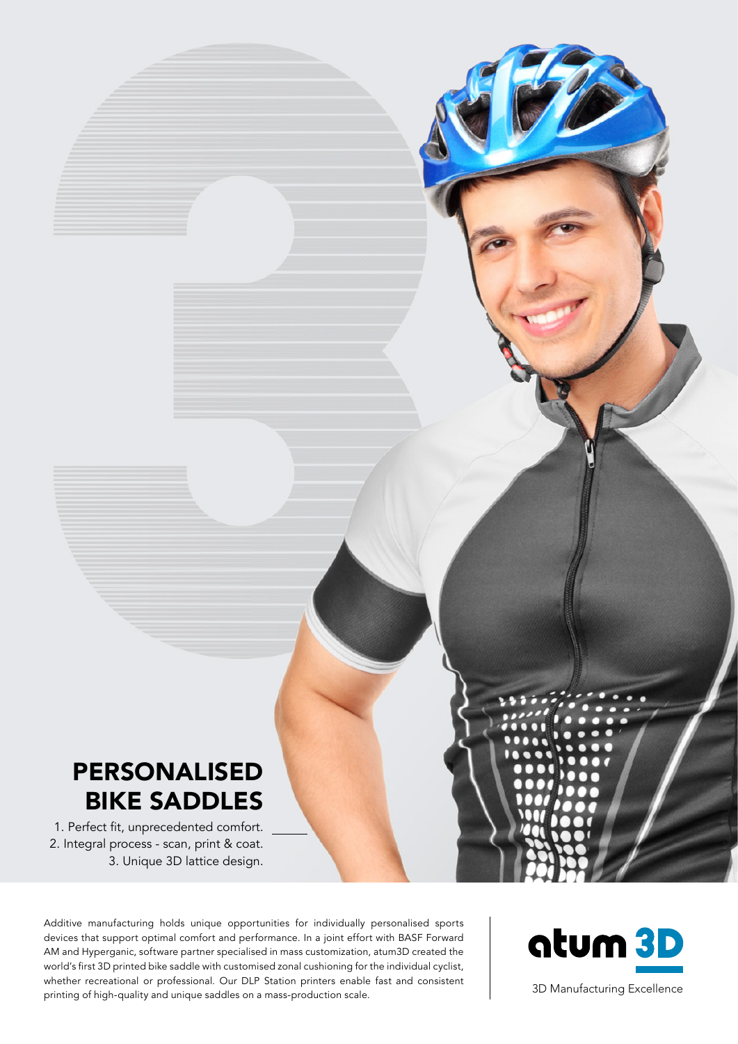# PERSONALISED BIKE SADDLES

1. Perfect fit, unprecedented comfort.
2. Integral process - scan, print & coat.
3. Unique 3D lattice design.

Additive manufacturing holds unique opportunities for individually personalised sports devices that support optimal comfort and performance. In a joint effort with BASF Forward AM and Hyperganic, software partner specialised in mass customization, atum3D created the world's first 3D printed bike saddle with customised zonal cushioning for the individual cyclist, whether recreational or professional. Our DLP Station printers enable fast and consistent printing of high-quality and unique saddles on a mass-production scale.

atum 3D

3D Manufacturing Excellence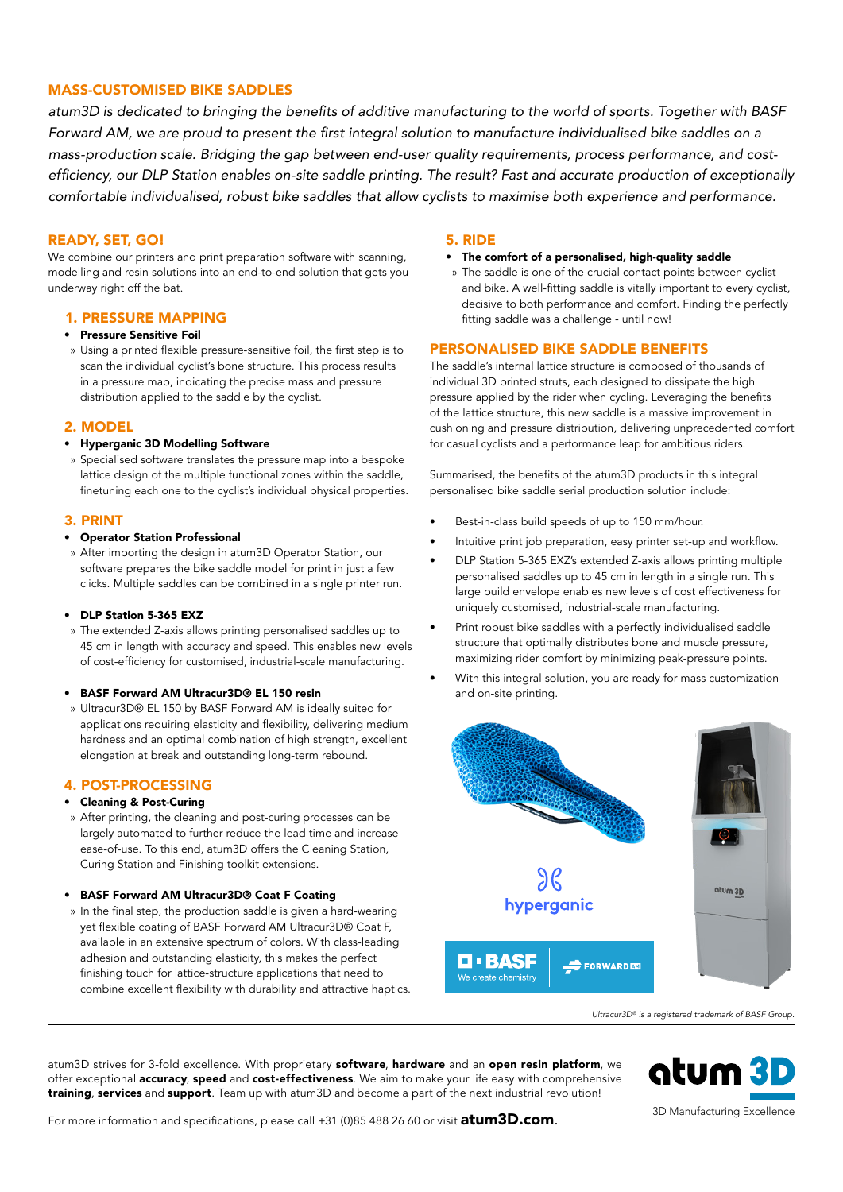## MASS-CUSTOMISED BIKE SADDLES

*atum3D is dedicated to bringing the benefits of additive manufacturing to the world of sports. Together with BASF Forward AM, we are proud to present the first integral solution to manufacture individualised bike saddles on a mass-production scale. Bridging the gap between end-user quality requirements, process performance, and cost-efficiency, our DLP Station enables on-site saddle printing. The result? Fast and accurate production of exceptionally comfortable individualised, robust bike saddles that allow cyclists to maximise both experience and performance.*

### READY, SET, GO!

We combine our printers and print preparation software with scanning, modelling and resin solutions into an end-to-end solution that gets you underway right off the bat.

### 1. PRESSURE MAPPING

- **Pressure Sensitive Foil**
  » Using a printed flexible pressure-sensitive foil, the first step is to scan the individual cyclist's bone structure. This process results in a pressure map, indicating the precise mass and pressure distribution applied to the saddle by the cyclist.

### 2. MODEL

- **Hyperganic 3D Modelling Software**
  » Specialised software translates the pressure map into a bespoke lattice design of the multiple functional zones within the saddle, finetuning each one to the cyclist's individual physical properties.

### 3. PRINT

- **Operator Station Professional**
  » After importing the design in atum3D Operator Station, our software prepares the bike saddle model for print in just a few clicks. Multiple saddles can be combined in a single printer run.

- **DLP Station 5-365 EXZ**
  » The extended Z-axis allows printing personalised saddles up to 45 cm in length with accuracy and speed. This enables new levels of cost-efficiency for customised, industrial-scale manufacturing.

- **BASF Forward AM Ultracur3D® EL 150 resin**
  » Ultracur3D® EL 150 by BASF Forward AM is ideally suited for applications requiring elasticity and flexibility, delivering medium hardness and an optimal combination of high strength, excellent elongation at break and outstanding long-term rebound.

### 4. POST-PROCESSING

- **Cleaning & Post-Curing**
  » After printing, the cleaning and post-curing processes can be largely automated to further reduce the lead time and increase ease-of-use. To this end, atum3D offers the Cleaning Station, Curing Station and Finishing toolkit extensions.

- **BASF Forward AM Ultracur3D® Coat F Coating**
  » In the final step, the production saddle is given a hard-wearing yet flexible coating of BASF Forward AM Ultracur3D® Coat F, available in an extensive spectrum of colors. With class-leading adhesion and outstanding elasticity, this makes the perfect finishing touch for lattice-structure applications that need to combine excellent flexibility with durability and attractive haptics.

### 5. RIDE

- **The comfort of a personalised, high-quality saddle**
  » The saddle is one of the crucial contact points between cyclist and bike. A well-fitting saddle is vitally important to every cyclist, decisive to both performance and comfort. Finding the perfectly fitting saddle was a challenge - until now!

### PERSONALISED BIKE SADDLE BENEFITS

The saddle's internal lattice structure is composed of thousands of individual 3D printed struts, each designed to dissipate the high pressure applied by the rider when cycling. Leveraging the benefits of the lattice structure, this new saddle is a massive improvement in cushioning and pressure distribution, delivering unprecedented comfort for casual cyclists and a performance leap for ambitious riders.

Summarised, the benefits of the atum3D products in this integral personalised bike saddle serial production solution include:

- Best-in-class build speeds of up to 150 mm/hour.
- Intuitive print job preparation, easy printer set-up and workflow.
- DLP Station 5-365 EXZ's extended Z-axis allows printing multiple personalised saddles up to 45 cm in length in a single run. This large build envelope enables new levels of cost effectiveness for uniquely customised, industrial-scale manufacturing.
- Print robust bike saddles with a perfectly individualised saddle structure that optimally distributes bone and muscle pressure, maximizing rider comfort by minimizing peak-pressure points.
- With this integral solution, you are ready for mass customization and on-site printing.

hyperganic

BASF We create chemistry | FORWARD AM

*Ultracur3D® is a registered trademark of BASF Group.*

---

atum3D strives for 3-fold excellence. With proprietary **software**, **hardware** and an **open resin platform**, we offer exceptional **accuracy**, **speed** and **cost-effectiveness**. We aim to make your life easy with comprehensive **training**, **services** and **support**. Team up with atum3D and become a part of the next industrial revolution!

For more information and specifications, please call +31 (0)85 488 26 60 or visit **atum3D.com**.

atum 3D
3D Manufacturing Excellence